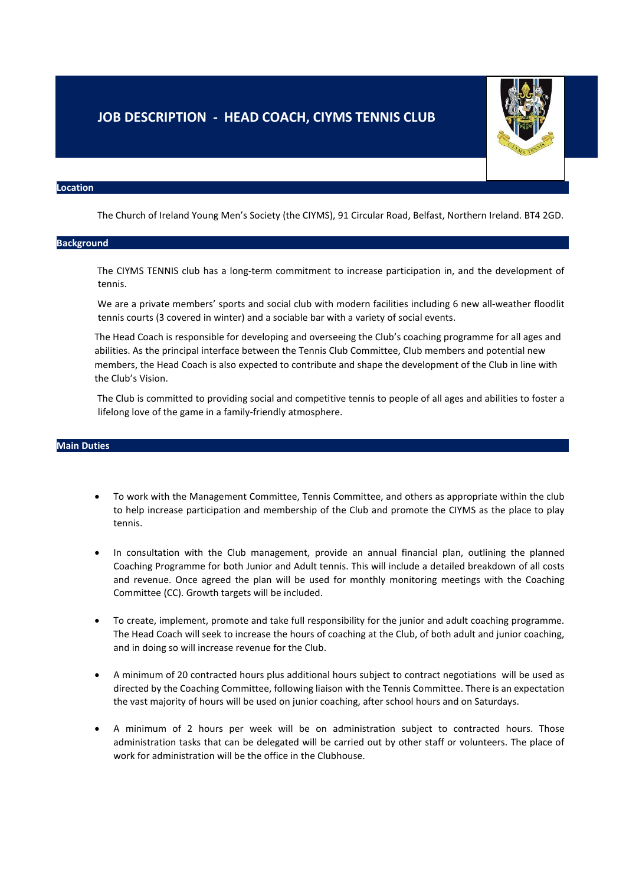# JOB DESCRIPTION - HEAD COACH, CIYMS TENNIS CLUB

## Location

The Church of Ireland Young Men's Society (the CIYMS), 91 Circular Road, Belfast, Northern Ireland. BT4 2GD.

## Background

The CIYMS TENNIS club has a long-term commitment to increase participation in, and the development of tennis.

We are a private members' sports and social club with modern facilities including 6 new all-weather floodlit tennis courts (3 covered in winter) and a sociable bar with a variety of social events.

The Head Coach is responsible for developing and overseeing the Club's coaching programme for all ages and abilities. As the principal interface between the Tennis Club Committee, Club members and potential new members, the Head Coach is also expected to contribute and shape the development of the Club in line with the Club's Vision.

The Club is committed to providing social and competitive tennis to people of all ages and abilities to foster a lifelong love of the game in a family-friendly atmosphere.

## Main Duties

- To work with the Management Committee, Tennis Committee, and others as appropriate within the club to help increase participation and membership of the Club and promote the CIYMS as the place to play tennis.

- In consultation with the Club management, provide an annual financial plan, outlining the planned Coaching Programme for both Junior and Adult tennis. This will include a detailed breakdown of all costs and revenue. Once agreed the plan will be used for monthly monitoring meetings with the Coaching Committee (CC). Growth targets will be included.

- To create, implement, promote and take full responsibility for the junior and adult coaching programme. The Head Coach will seek to increase the hours of coaching at the Club, of both adult and junior coaching, and in doing so will increase revenue for the Club.

- A minimum of 20 contracted hours plus additional hours subject to contract negotiations will be used as directed by the Coaching Committee, following liaison with the Tennis Committee. There is an expectation the vast majority of hours will be used on junior coaching, after school hours and on Saturdays.

- A minimum of 2 hours per week will be on administration subject to contracted hours. Those administration tasks that can be delegated will be carried out by other staff or volunteers. The place of work for administration will be the office in the Clubhouse.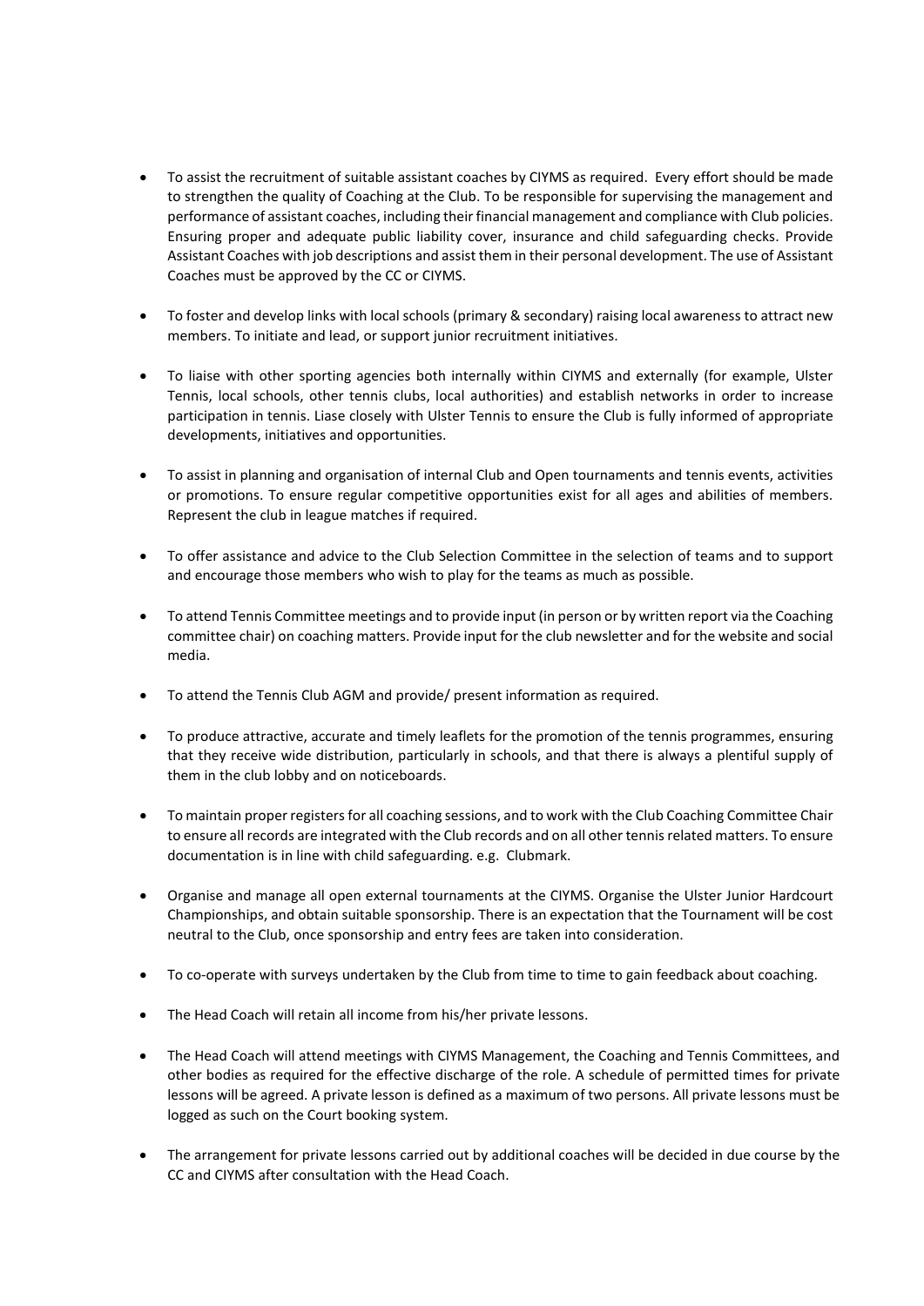- To assist the recruitment of suitable assistant coaches by CIYMS as required. Every effort should be made to strengthen the quality of Coaching at the Club. To be responsible for supervising the management and performance of assistant coaches, including their financial management and compliance with Club policies. Ensuring proper and adequate public liability cover, insurance and child safeguarding checks. Provide Assistant Coaches with job descriptions and assist them in their personal development. The use of Assistant Coaches must be approved by the CC or CIYMS.

- To foster and develop links with local schools (primary & secondary) raising local awareness to attract new members. To initiate and lead, or support junior recruitment initiatives.

- To liaise with other sporting agencies both internally within CIYMS and externally (for example, Ulster Tennis, local schools, other tennis clubs, local authorities) and establish networks in order to increase participation in tennis. Liase closely with Ulster Tennis to ensure the Club is fully informed of appropriate developments, initiatives and opportunities.

- To assist in planning and organisation of internal Club and Open tournaments and tennis events, activities or promotions. To ensure regular competitive opportunities exist for all ages and abilities of members. Represent the club in league matches if required.

- To offer assistance and advice to the Club Selection Committee in the selection of teams and to support and encourage those members who wish to play for the teams as much as possible.

- To attend Tennis Committee meetings and to provide input (in person or by written report via the Coaching committee chair) on coaching matters. Provide input for the club newsletter and for the website and social media.

- To attend the Tennis Club AGM and provide/ present information as required.

- To produce attractive, accurate and timely leaflets for the promotion of the tennis programmes, ensuring that they receive wide distribution, particularly in schools, and that there is always a plentiful supply of them in the club lobby and on noticeboards.

- To maintain proper registers for all coaching sessions, and to work with the Club Coaching Committee Chair to ensure all records are integrated with the Club records and on all other tennis related matters. To ensure documentation is in line with child safeguarding. e.g. Clubmark.

- Organise and manage all open external tournaments at the CIYMS. Organise the Ulster Junior Hardcourt Championships, and obtain suitable sponsorship. There is an expectation that the Tournament will be cost neutral to the Club, once sponsorship and entry fees are taken into consideration.

- To co-operate with surveys undertaken by the Club from time to time to gain feedback about coaching.

- The Head Coach will retain all income from his/her private lessons.

- The Head Coach will attend meetings with CIYMS Management, the Coaching and Tennis Committees, and other bodies as required for the effective discharge of the role. A schedule of permitted times for private lessons will be agreed. A private lesson is defined as a maximum of two persons. All private lessons must be logged as such on the Court booking system.

- The arrangement for private lessons carried out by additional coaches will be decided in due course by the CC and CIYMS after consultation with the Head Coach.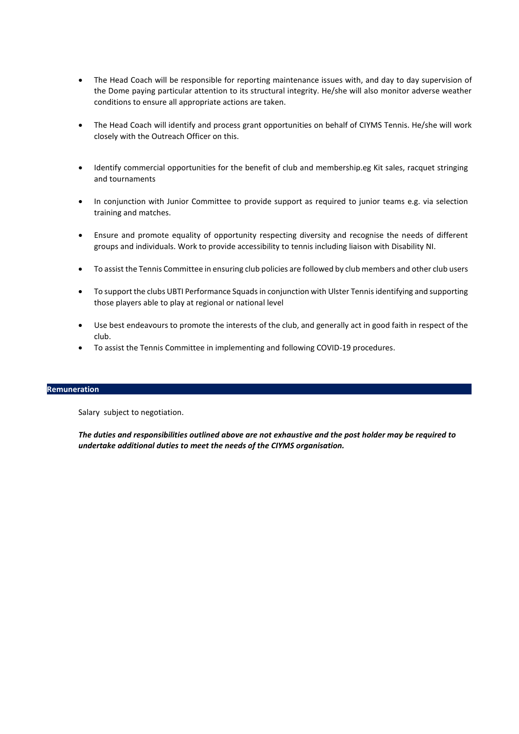- The Head Coach will be responsible for reporting maintenance issues with, and day to day supervision of the Dome paying particular attention to its structural integrity. He/she will also monitor adverse weather conditions to ensure all appropriate actions are taken.
- The Head Coach will identify and process grant opportunities on behalf of CIYMS Tennis. He/she will work closely with the Outreach Officer on this.
- Identify commercial opportunities for the benefit of club and membership.eg Kit sales, racquet stringing and tournaments
- In conjunction with Junior Committee to provide support as required to junior teams e.g. via selection training and matches.
- Ensure and promote equality of opportunity respecting diversity and recognise the needs of different groups and individuals. Work to provide accessibility to tennis including liaison with Disability NI.
- To assist the Tennis Committee in ensuring club policies are followed by club members and other club users
- To support the clubs UBTI Performance Squads in conjunction with Ulster Tennis identifying and supporting those players able to play at regional or national level
- Use best endeavours to promote the interests of the club, and generally act in good faith in respect of the club.
- To assist the Tennis Committee in implementing and following COVID-19 procedures.

## Remuneration

Salary subject to negotiation.

***The duties and responsibilities outlined above are not exhaustive and the post holder may be required to undertake additional duties to meet the needs of the CIYMS organisation.***